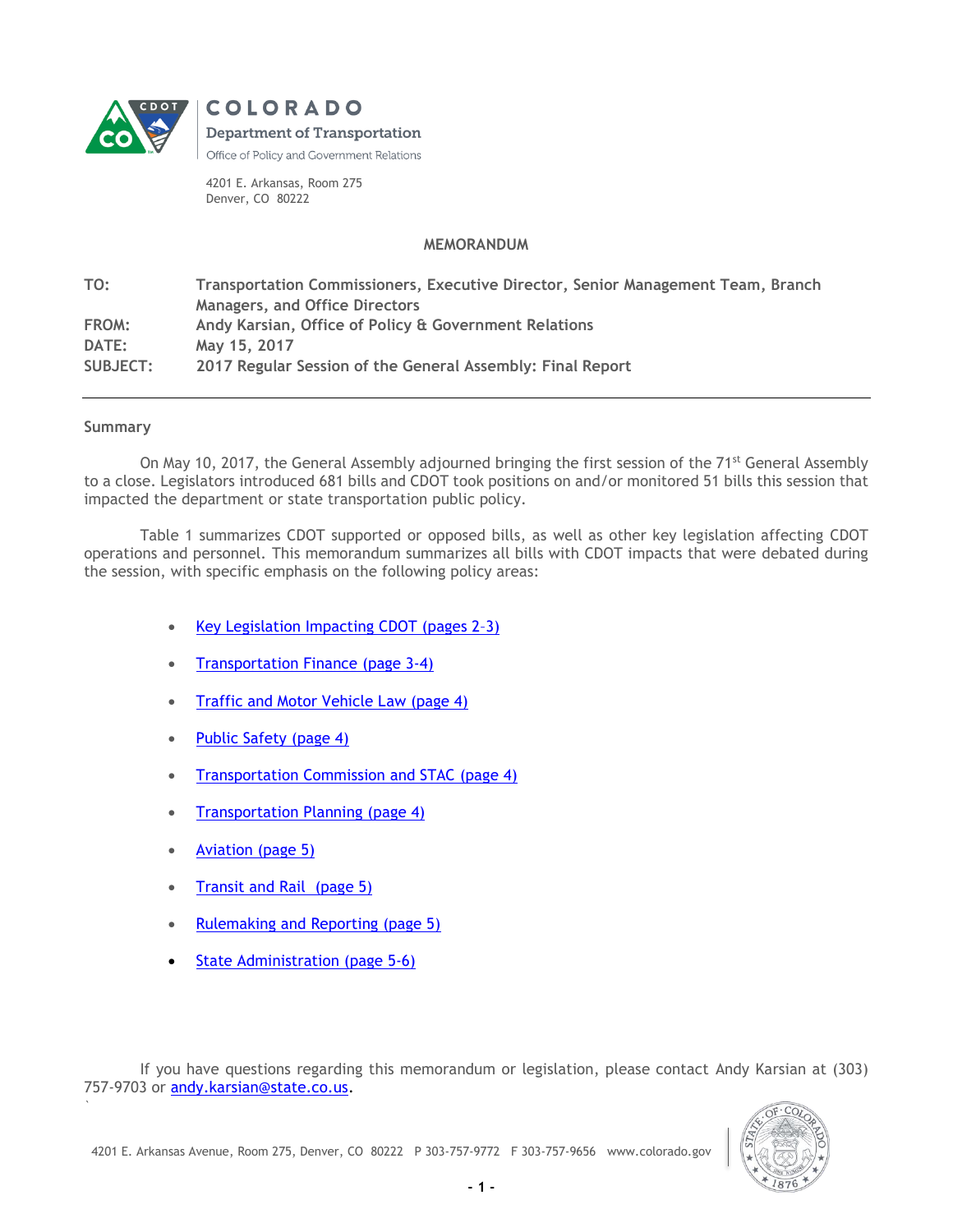COLORADO

Department of Transportation

Office of Policy and Government Relations

4201 E. Arkansas, Room 275
Denver, CO 80222

## MEMORANDUM

**TO:** Transportation Commissioners, Executive Director, Senior Management Team, Branch Managers, and Office Directors

**FROM:** Andy Karsian, Office of Policy & Government Relations

**DATE:** May 15, 2017

**SUBJECT:** 2017 Regular Session of the General Assembly: Final Report

---

### Summary

On May 10, 2017, the General Assembly adjourned bringing the first session of the 71st General Assembly to a close. Legislators introduced 681 bills and CDOT took positions on and/or monitored 51 bills this session that impacted the department or state transportation public policy.

Table 1 summarizes CDOT supported or opposed bills, as well as other key legislation affecting CDOT operations and personnel. This memorandum summarizes all bills with CDOT impacts that were debated during the session, with specific emphasis on the following policy areas:

- Key Legislation Impacting CDOT (pages 2–3)
- Transportation Finance (page 3-4)
- Traffic and Motor Vehicle Law (page 4)
- Public Safety (page 4)
- Transportation Commission and STAC (page 4)
- Transportation Planning (page 4)
- Aviation (page 5)
- Transit and Rail (page 5)
- Rulemaking and Reporting (page 5)
- State Administration (page 5-6)

If you have questions regarding this memorandum or legislation, please contact Andy Karsian at (303) 757-9703 or andy.karsian@state.co.us.

4201 E. Arkansas Avenue, Room 275, Denver, CO 80222 P 303-757-9772 F 303-757-9656 www.colorado.gov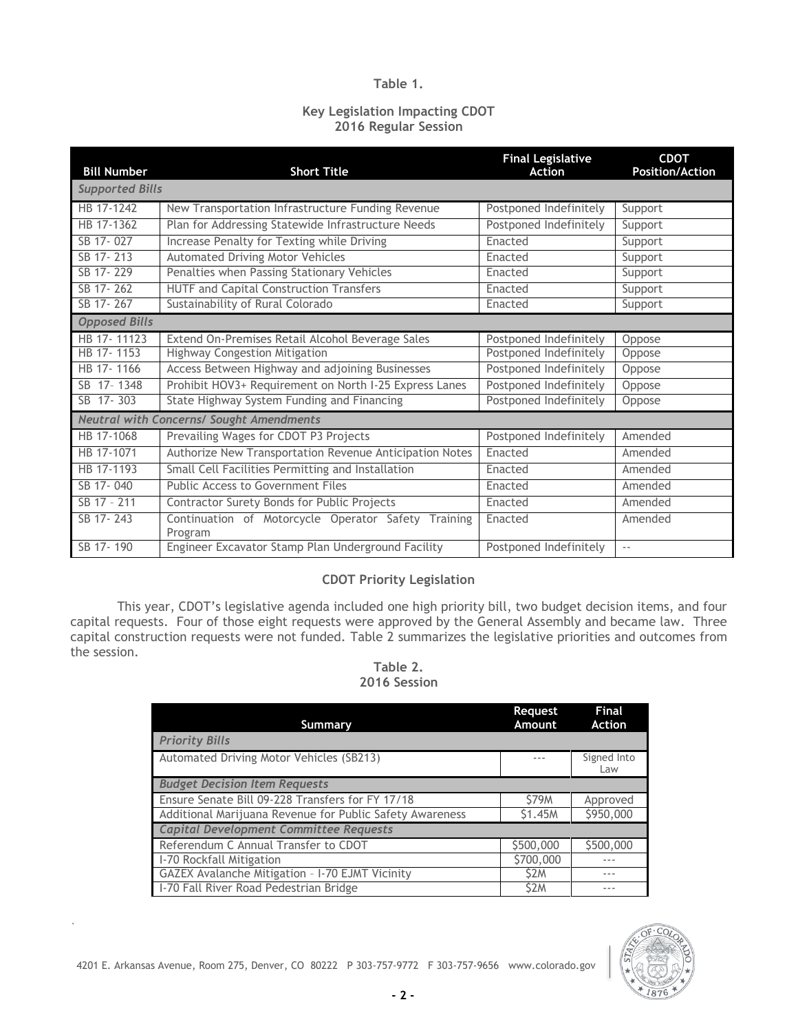**Table 1.**

**Key Legislation Impacting CDOT**
**2016 Regular Session**

| Bill Number | Short Title | Final Legislative Action | CDOT Position/Action |
|---|---|---|---|
| *Supported Bills* | | | |
| HB 17-1242 | New Transportation Infrastructure Funding Revenue | Postponed Indefinitely | Support |
| HB 17-1362 | Plan for Addressing Statewide Infrastructure Needs | Postponed Indefinitely | Support |
| SB 17- 027 | Increase Penalty for Texting while Driving | Enacted | Support |
| SB 17- 213 | Automated Driving Motor Vehicles | Enacted | Support |
| SB 17- 229 | Penalties when Passing Stationary Vehicles | Enacted | Support |
| SB 17- 262 | HUTF and Capital Construction Transfers | Enacted | Support |
| SB 17- 267 | Sustainability of Rural Colorado | Enacted | Support |
| *Opposed Bills* | | | |
| HB 17- 11123 | Extend On-Premises Retail Alcohol Beverage Sales | Postponed Indefinitely | Oppose |
| HB 17- 1153 | Highway Congestion Mitigation | Postponed Indefinitely | Oppose |
| HB 17- 1166 | Access Between Highway and adjoining Businesses | Postponed Indefinitely | Oppose |
| SB 17- 1348 | Prohibit HOV3+ Requirement on North I-25 Express Lanes | Postponed Indefinitely | Oppose |
| SB 17- 303 | State Highway System Funding and Financing | Postponed Indefinitely | Oppose |
| *Neutral with Concerns/ Sought Amendments* | | | |
| HB 17-1068 | Prevailing Wages for CDOT P3 Projects | Postponed Indefinitely | Amended |
| HB 17-1071 | Authorize New Transportation Revenue Anticipation Notes | Enacted | Amended |
| HB 17-1193 | Small Cell Facilities Permitting and Installation | Enacted | Amended |
| SB 17- 040 | Public Access to Government Files | Enacted | Amended |
| SB 17 – 211 | Contractor Surety Bonds for Public Projects | Enacted | Amended |
| SB 17- 243 | Continuation of Motorcycle Operator Safety Training Program | Enacted | Amended |
| SB 17- 190 | Engineer Excavator Stamp Plan Underground Facility | Postponed Indefinitely | -- |

**CDOT Priority Legislation**

This year, CDOT's legislative agenda included one high priority bill, two budget decision items, and four capital requests. Four of those eight requests were approved by the General Assembly and became law. Three capital construction requests were not funded. Table 2 summarizes the legislative priorities and outcomes from the session.

**Table 2.**
**2016 Session**

| Summary | Request Amount | Final Action |
|---|---|---|
| *Priority Bills* | | |
| Automated Driving Motor Vehicles (SB213) | --- | Signed Into Law |
| *Budget Decision Item Requests* | | |
| Ensure Senate Bill 09-228 Transfers for FY 17/18 | $79M | Approved |
| Additional Marijuana Revenue for Public Safety Awareness | $1.45M | $950,000 |
| *Capital Development Committee Requests* | | |
| Referendum C Annual Transfer to CDOT | $500,000 | $500,000 |
| I-70 Rockfall Mitigation | $700,000 | --- |
| GAZEX Avalanche Mitigation – I-70 EJMT Vicinity | $2M | --- |
| I-70 Fall River Road Pedestrian Bridge | $2M | --- |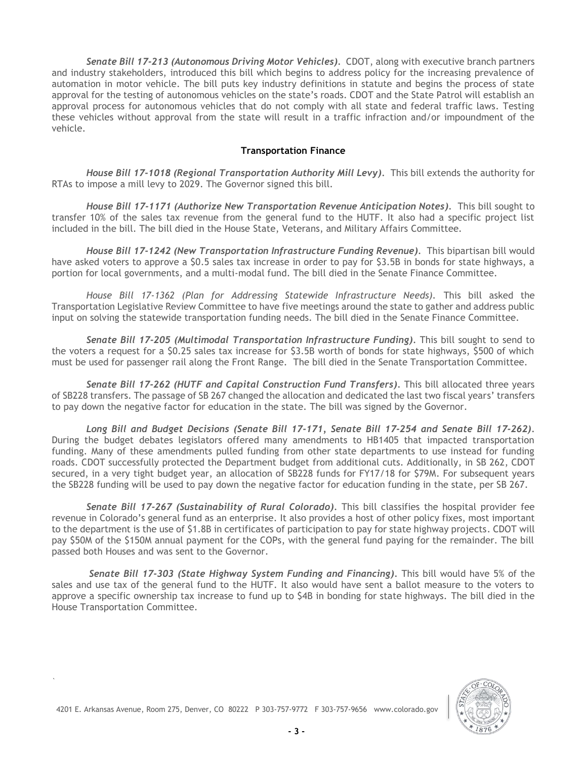***Senate Bill 17-213 (Autonomous Driving Motor Vehicles).*** CDOT, along with executive branch partners and industry stakeholders, introduced this bill which begins to address policy for the increasing prevalence of automation in motor vehicle. The bill puts key industry definitions in statute and begins the process of state approval for the testing of autonomous vehicles on the state's roads. CDOT and the State Patrol will establish an approval process for autonomous vehicles that do not comply with all state and federal traffic laws. Testing these vehicles without approval from the state will result in a traffic infraction and/or impoundment of the vehicle.

**Transportation Finance**

***House Bill 17-1018 (Regional Transportation Authority Mill Levy).*** This bill extends the authority for RTAs to impose a mill levy to 2029. The Governor signed this bill.

***House Bill 17-1171 (Authorize New Transportation Revenue Anticipation Notes).*** This bill sought to transfer 10% of the sales tax revenue from the general fund to the HUTF. It also had a specific project list included in the bill. The bill died in the House State, Veterans, and Military Affairs Committee.

***House Bill 17-1242 (New Transportation Infrastructure Funding Revenue).*** This bipartisan bill would have asked voters to approve a $0.5 sales tax increase in order to pay for $3.5B in bonds for state highways, a portion for local governments, and a multi-modal fund. The bill died in the Senate Finance Committee.

*House Bill 17-1362 (Plan for Addressing Statewide Infrastructure Needs).* This bill asked the Transportation Legislative Review Committee to have five meetings around the state to gather and address public input on solving the statewide transportation funding needs. The bill died in the Senate Finance Committee.

***Senate Bill 17-205 (Multimodal Transportation Infrastructure Funding).*** This bill sought to send to the voters a request for a $0.25 sales tax increase for $3.5B worth of bonds for state highways, $500 of which must be used for passenger rail along the Front Range. The bill died in the Senate Transportation Committee.

***Senate Bill 17-262 (HUTF and Capital Construction Fund Transfers).*** This bill allocated three years of SB228 transfers. The passage of SB 267 changed the allocation and dedicated the last two fiscal years' transfers to pay down the negative factor for education in the state. The bill was signed by the Governor.

***Long Bill and Budget Decisions (Senate Bill 17-171, Senate Bill 17-254 and Senate Bill 17-262).*** During the budget debates legislators offered many amendments to HB1405 that impacted transportation funding. Many of these amendments pulled funding from other state departments to use instead for funding roads. CDOT successfully protected the Department budget from additional cuts. Additionally, in SB 262, CDOT secured, in a very tight budget year, an allocation of SB228 funds for FY17/18 for $79M. For subsequent years the SB228 funding will be used to pay down the negative factor for education funding in the state, per SB 267.

***Senate Bill 17-267 (Sustainability of Rural Colorado).*** This bill classifies the hospital provider fee revenue in Colorado's general fund as an enterprise. It also provides a host of other policy fixes, most important to the department is the use of $1.8B in certificates of participation to pay for state highway projects. CDOT will pay $50M of the $150M annual payment for the COPs, with the general fund paying for the remainder. The bill passed both Houses and was sent to the Governor.

***Senate Bill 17-303 (State Highway System Funding and Financing).*** This bill would have 5% of the sales and use tax of the general fund to the HUTF. It also would have sent a ballot measure to the voters to approve a specific ownership tax increase to fund up to $4B in bonding for state highways. The bill died in the House Transportation Committee.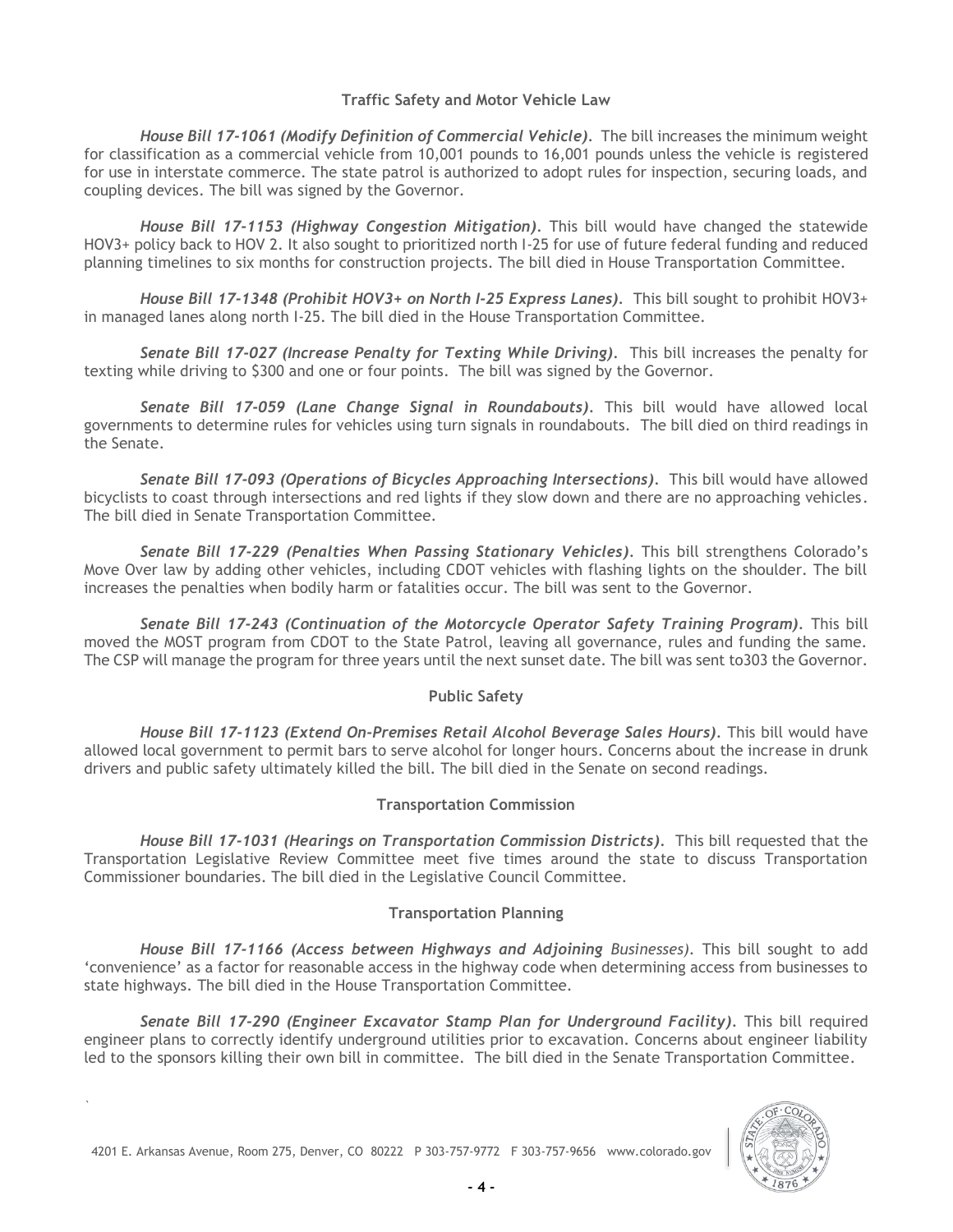## Traffic Safety and Motor Vehicle Law

***House Bill 17-1061 (Modify Definition of Commercial Vehicle).*** The bill increases the minimum weight for classification as a commercial vehicle from 10,001 pounds to 16,001 pounds unless the vehicle is registered for use in interstate commerce. The state patrol is authorized to adopt rules for inspection, securing loads, and coupling devices. The bill was signed by the Governor.

***House Bill 17-1153 (Highway Congestion Mitigation).*** This bill would have changed the statewide HOV3+ policy back to HOV 2. It also sought to prioritized north I-25 for use of future federal funding and reduced planning timelines to six months for construction projects. The bill died in House Transportation Committee.

***House Bill 17-1348 (Prohibit HOV3+ on North I-25 Express Lanes).*** This bill sought to prohibit HOV3+ in managed lanes along north I-25. The bill died in the House Transportation Committee.

***Senate Bill 17-027 (Increase Penalty for Texting While Driving).*** This bill increases the penalty for texting while driving to $300 and one or four points. The bill was signed by the Governor.

***Senate Bill 17-059 (Lane Change Signal in Roundabouts).*** This bill would have allowed local governments to determine rules for vehicles using turn signals in roundabouts. The bill died on third readings in the Senate.

***Senate Bill 17-093 (Operations of Bicycles Approaching Intersections).*** This bill would have allowed bicyclists to coast through intersections and red lights if they slow down and there are no approaching vehicles. The bill died in Senate Transportation Committee.

***Senate Bill 17-229 (Penalties When Passing Stationary Vehicles).*** This bill strengthens Colorado's Move Over law by adding other vehicles, including CDOT vehicles with flashing lights on the shoulder. The bill increases the penalties when bodily harm or fatalities occur. The bill was sent to the Governor.

***Senate Bill 17-243 (Continuation of the Motorcycle Operator Safety Training Program).*** This bill moved the MOST program from CDOT to the State Patrol, leaving all governance, rules and funding the same. The CSP will manage the program for three years until the next sunset date. The bill was sent to303 the Governor.

## Public Safety

***House Bill 17-1123 (Extend On-Premises Retail Alcohol Beverage Sales Hours).*** This bill would have allowed local government to permit bars to serve alcohol for longer hours. Concerns about the increase in drunk drivers and public safety ultimately killed the bill. The bill died in the Senate on second readings.

## Transportation Commission

***House Bill 17-1031 (Hearings on Transportation Commission Districts).*** This bill requested that the Transportation Legislative Review Committee meet five times around the state to discuss Transportation Commissioner boundaries. The bill died in the Legislative Council Committee.

## Transportation Planning

***House Bill 17-1166 (Access between Highways and Adjoining** *Businesses).* This bill sought to add 'convenience' as a factor for reasonable access in the highway code when determining access from businesses to state highways. The bill died in the House Transportation Committee.

***Senate Bill 17-290 (Engineer Excavator Stamp Plan for Underground Facility).*** This bill required engineer plans to correctly identify underground utilities prior to excavation. Concerns about engineer liability led to the sponsors killing their own bill in committee. The bill died in the Senate Transportation Committee.

4201 E. Arkansas Avenue, Room 275, Denver, CO 80222 P 303-757-9772 F 303-757-9656 www.colorado.gov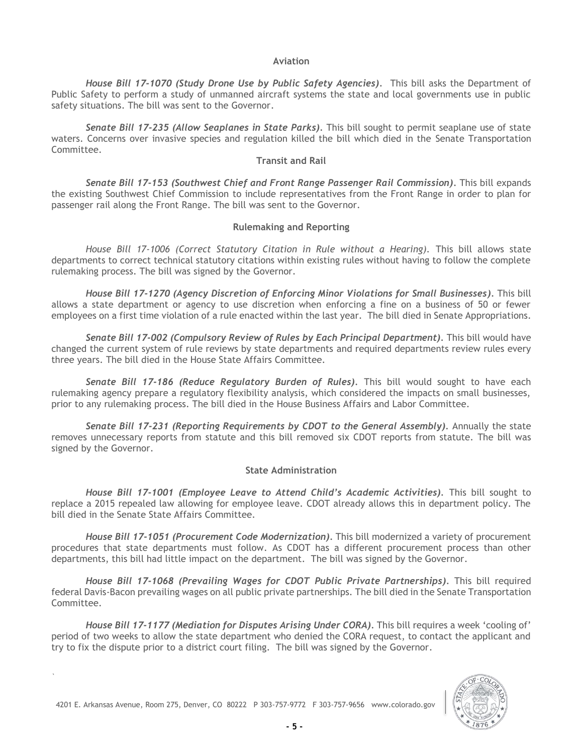### Aviation

***House Bill 17-1070 (Study Drone Use by Public Safety Agencies)***. This bill asks the Department of Public Safety to perform a study of unmanned aircraft systems the state and local governments use in public safety situations. The bill was sent to the Governor.

***Senate Bill 17-235 (Allow Seaplanes in State Parks)***. This bill sought to permit seaplane use of state waters. Concerns over invasive species and regulation killed the bill which died in the Senate Transportation Committee.

### Transit and Rail

***Senate Bill 17-153 (Southwest Chief and Front Range Passenger Rail Commission)***. This bill expands the existing Southwest Chief Commission to include representatives from the Front Range in order to plan for passenger rail along the Front Range. The bill was sent to the Governor.

### Rulemaking and Reporting

*House Bill 17-1006 (Correct Statutory Citation in Rule without a Hearing).* This bill allows state departments to correct technical statutory citations within existing rules without having to follow the complete rulemaking process. The bill was signed by the Governor.

***House Bill 17-1270 (Agency Discretion of Enforcing Minor Violations for Small Businesses)***. This bill allows a state department or agency to use discretion when enforcing a fine on a business of 50 or fewer employees on a first time violation of a rule enacted within the last year. The bill died in Senate Appropriations.

***Senate Bill 17-002 (Compulsory Review of Rules by Each Principal Department)***. This bill would have changed the current system of rule reviews by state departments and required departments review rules every three years. The bill died in the House State Affairs Committee.

***Senate Bill 17-186 (Reduce Regulatory Burden of Rules)***. This bill would sought to have each rulemaking agency prepare a regulatory flexibility analysis, which considered the impacts on small businesses, prior to any rulemaking process. The bill died in the House Business Affairs and Labor Committee.

***Senate Bill 17-231 (Reporting Requirements by CDOT to the General Assembly)***. Annually the state removes unnecessary reports from statute and this bill removed six CDOT reports from statute. The bill was signed by the Governor.

### State Administration

***House Bill 17-1001 (Employee Leave to Attend Child's Academic Activities)***. This bill sought to replace a 2015 repealed law allowing for employee leave. CDOT already allows this in department policy. The bill died in the Senate State Affairs Committee.

***House Bill 17-1051 (Procurement Code Modernization)***. This bill modernized a variety of procurement procedures that state departments must follow. As CDOT has a different procurement process than other departments, this bill had little impact on the department. The bill was signed by the Governor.

***House Bill 17-1068 (Prevailing Wages for CDOT Public Private Partnerships)***. This bill required federal Davis-Bacon prevailing wages on all public private partnerships. The bill died in the Senate Transportation Committee.

***House Bill 17-1177 (Mediation for Disputes Arising Under CORA)***. This bill requires a week 'cooling of' period of two weeks to allow the state department who denied the CORA request, to contact the applicant and try to fix the dispute prior to a district court filing. The bill was signed by the Governor.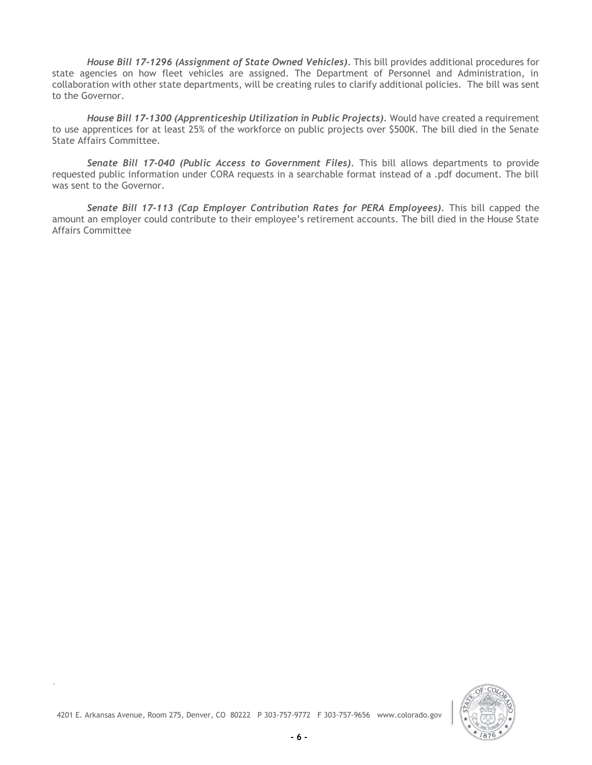***House Bill 17-1296 (Assignment of State Owned Vehicles)***. This bill provides additional procedures for state agencies on how fleet vehicles are assigned. The Department of Personnel and Administration, in collaboration with other state departments, will be creating rules to clarify additional policies. The bill was sent to the Governor.

***House Bill 17-1300 (Apprenticeship Utilization in Public Projects)***. Would have created a requirement to use apprentices for at least 25% of the workforce on public projects over $500K. The bill died in the Senate State Affairs Committee.

***Senate Bill 17-040 (Public Access to Government Files)***. This bill allows departments to provide requested public information under CORA requests in a searchable format instead of a .pdf document. The bill was sent to the Governor.

***Senate Bill 17-113 (Cap Employer Contribution Rates for PERA Employees)***. This bill capped the amount an employer could contribute to their employee's retirement accounts. The bill died in the House State Affairs Committee